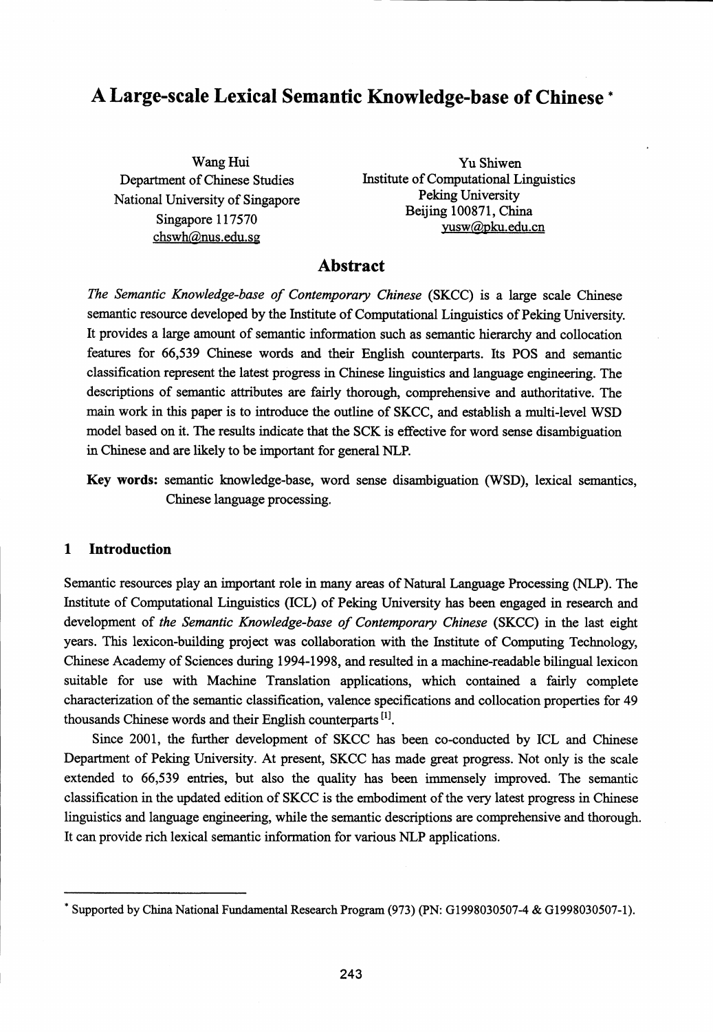# A Large-scale Lexical Semantic Knowledge-base of Chinese *

Wang Hui
Department of Chinese Studies
National University of Singapore
Singapore 117570
chswh@nus.edu.sg

Yu Shiwen
Institute of Computational Linguistics
Peking University
Beijing 100871, China
yusw@pku.edu.cn

## Abstract

*The Semantic Knowledge-base of Contemporary Chinese* (SKCC) is a large scale Chinese semantic resource developed by the Institute of Computational Linguistics of Peking University. It provides a large amount of semantic information such as semantic hierarchy and collocation features for 66,539 Chinese words and their English counterparts. Its POS and semantic classification represent the latest progress in Chinese linguistics and language engineering. The descriptions of semantic attributes are fairly thorough, comprehensive and authoritative. The main work in this paper is to introduce the outline of SKCC, and establish a multi-level WSD model based on it. The results indicate that the SCK is effective for word sense disambiguation in Chinese and are likely to be important for general NLP.

**Key words:** semantic knowledge-base, word sense disambiguation (WSD), lexical semantics, Chinese language processing.

## 1 Introduction

Semantic resources play an important role in many areas of Natural Language Processing (NLP). The Institute of Computational Linguistics (ICL) of Peking University has been engaged in research and development of *the Semantic Knowledge-base of Contemporary Chinese* (SKCC) in the last eight years. This lexicon-building project was collaboration with the Institute of Computing Technology, Chinese Academy of Sciences during 1994-1998, and resulted in a machine-readable bilingual lexicon suitable for use with Machine Translation applications, which contained a fairly complete characterization of the semantic classification, valence specifications and collocation properties for 49 thousands Chinese words and their English counterparts [1].

Since 2001, the further development of SKCC has been co-conducted by ICL and Chinese Department of Peking University. At present, SKCC has made great progress. Not only is the scale extended to 66,539 entries, but also the quality has been immensely improved. The semantic classification in the updated edition of SKCC is the embodiment of the very latest progress in Chinese linguistics and language engineering, while the semantic descriptions are comprehensive and thorough. It can provide rich lexical semantic information for various NLP applications.

---

* Supported by China National Fundamental Research Program (973) (PN: G1998030507-4 & G1998030507-1).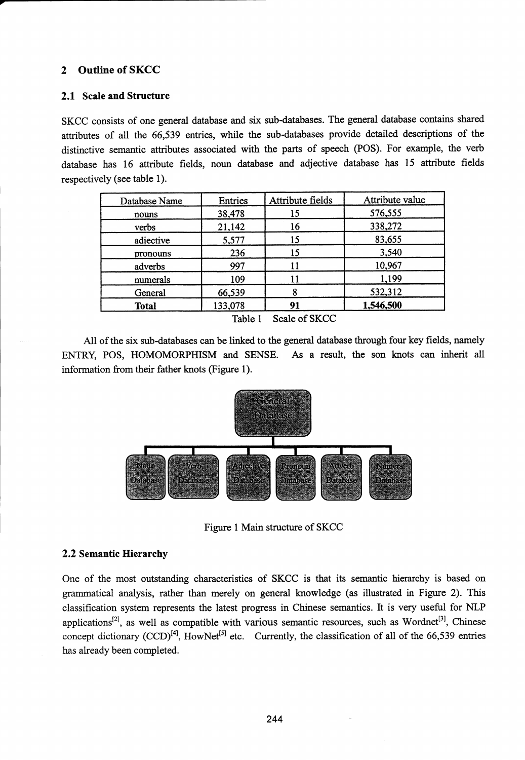## 2 Outline of SKCC

### 2.1 Scale and Structure

SKCC consists of one general database and six sub-databases. The general database contains shared attributes of all the 66,539 entries, while the sub-databases provide detailed descriptions of the distinctive semantic attributes associated with the parts of speech (POS). For example, the verb database has 16 attribute fields, noun database and adjective database has 15 attribute fields respectively (see table 1).

| Database Name | Entries | Attribute fields | Attribute value |
|---|---|---|---|
| nouns | 38,478 | 15 | 576,555 |
| verbs | 21,142 | 16 | 338,272 |
| adjective | 5,577 | 15 | 83,655 |
| pronouns | 236 | 15 | 3,540 |
| adverbs | 997 | 11 | 10,967 |
| numerals | 109 | 11 | 1,199 |
| General | 66,539 | 8 | 532,312 |
| **Total** | 133,078 | **91** | **1,546,500** |

Table 1 Scale of SKCC

All of the six sub-databases can be linked to the general database through four key fields, namely ENTRY, POS, HOMOMORPHISM and SENSE. As a result, the son knots can inherit all information from their father knots (Figure 1).

Figure 1 Main structure of SKCC

### 2.2 Semantic Hierarchy

One of the most outstanding characteristics of SKCC is that its semantic hierarchy is based on grammatical analysis, rather than merely on general knowledge (as illustrated in Figure 2). This classification system represents the latest progress in Chinese semantics. It is very useful for NLP applications[2], as well as compatible with various semantic resources, such as Wordnet[3], Chinese concept dictionary (CCD)[4], HowNet[5] etc. Currently, the classification of all of the 66,539 entries has already been completed.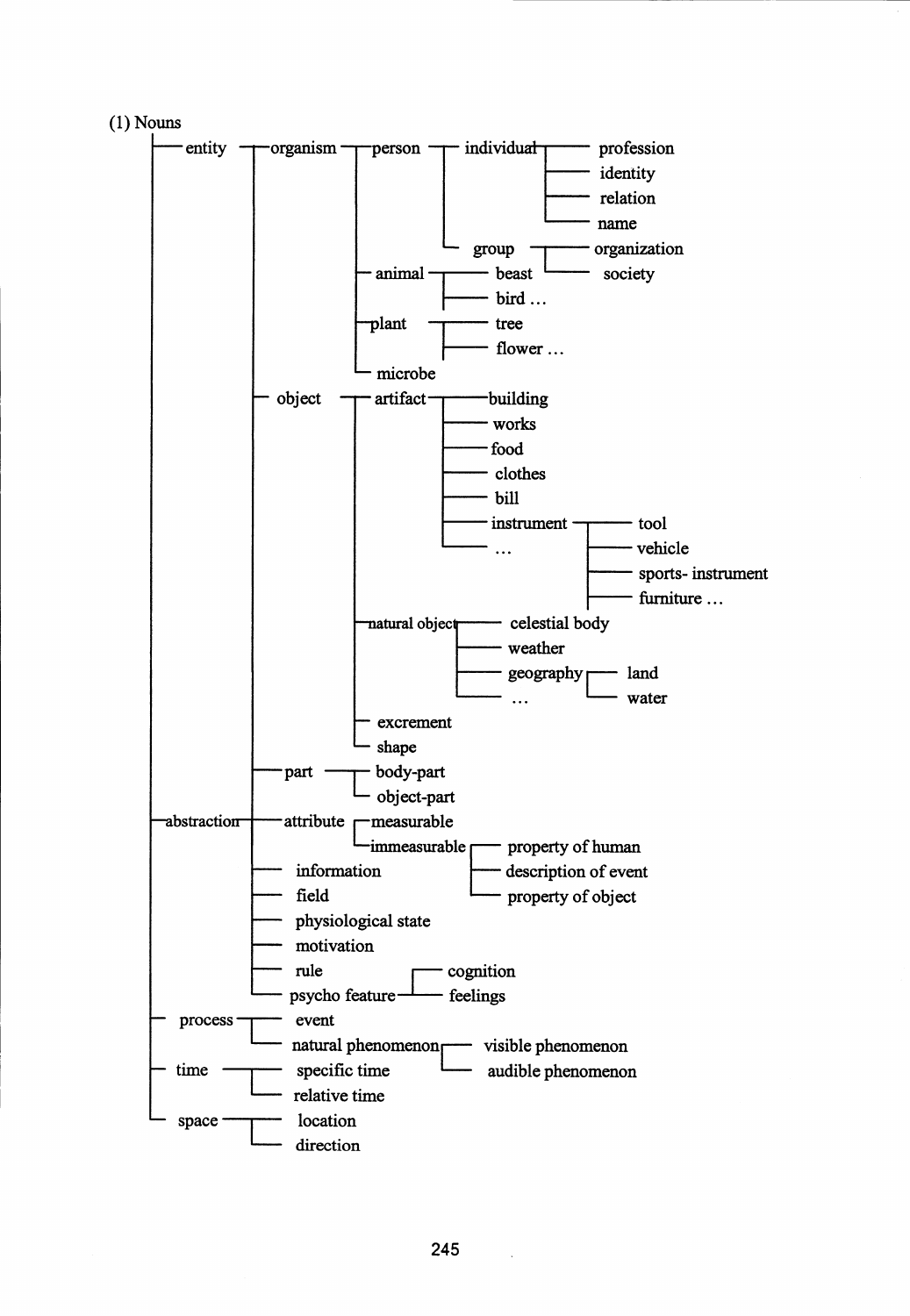(1) Nouns

- entity
  - organism
    - person
      - individual
        - profession
        - identity
        - relation
        - name
      - group
        - organization
        - society
    - animal
      - beast
      - bird …
    - plant
      - tree
      - flower …
    - microbe
  - object
    - artifact
      - building
      - works
      - food
      - clothes
      - bill
      - instrument
        - tool
        - vehicle
        - sports- instrument
        - furniture …
      - …
    - natural object
      - celestial body
      - weather
      - geography
        - land
        - water
      - …
    - excrement
    - shape
  - part
    - body-part
    - object-part
- abstraction
  - attribute
    - measurable
    - immeasurable
      - property of human
      - description of event
      - property of object
  - information
  - field
  - physiological state
  - motivation
  - rule
  - psycho feature
    - cognition
    - feelings
- process
  - event
  - natural phenomenon
    - visible phenomenon
    - audible phenomenon
- time
  - specific time
  - relative time
- space
  - location
  - direction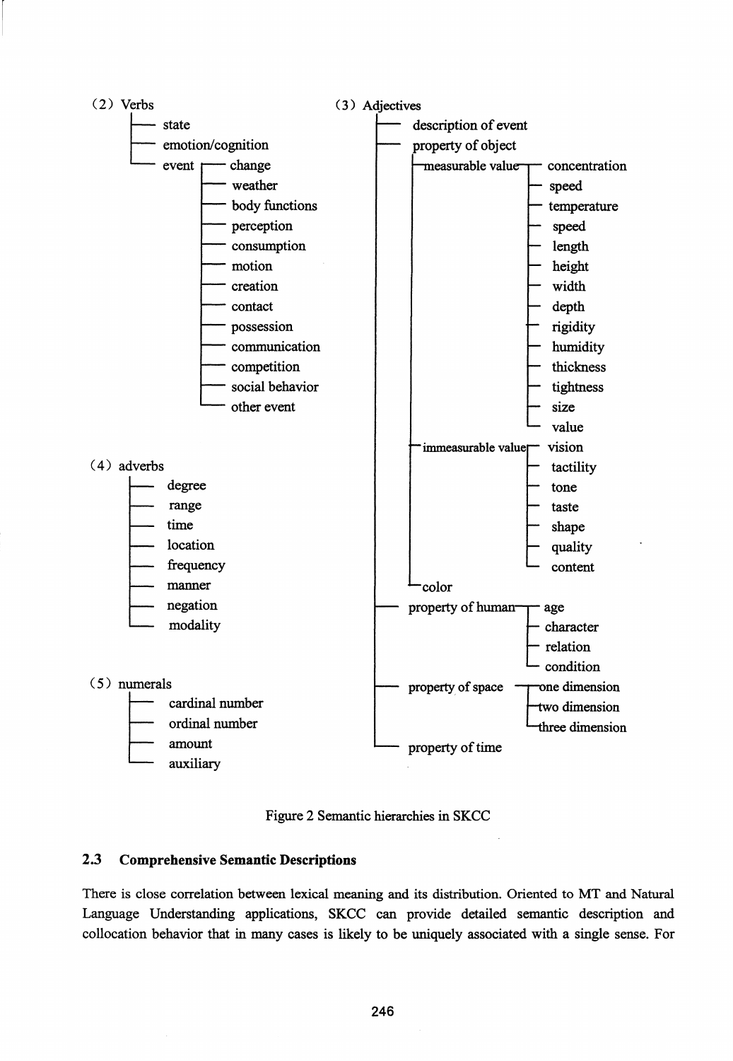(2) Verbs
- state
- emotion/cognition
- event
  - change
  - weather
  - body functions
  - perception
  - consumption
  - motion
  - creation
  - contact
  - possession
  - communication
  - competition
  - social behavior
  - other event

(3) Adjectives
- description of event
- property of object
  - measurable value
    - concentration
    - speed
    - temperature
    - speed
    - length
    - height
    - width
    - depth
    - rigidity
    - humidity
    - thickness
    - tightness
    - size
    - value
  - immeasurable value
    - vision
    - tactility
    - tone
    - taste
    - shape
    - quality
    - content
  - color
- property of human
  - age
  - character
  - relation
  - condition
- property of space
  - one dimension
  - two dimension
  - three dimension
- property of time

(4) adverbs
- degree
- range
- time
- location
- frequency
- manner
- negation
- modality

(5) numerals
- cardinal number
- ordinal number
- amount
- auxiliary

Figure 2 Semantic hierarchies in SKCC

### 2.3 Comprehensive Semantic Descriptions

There is close correlation between lexical meaning and its distribution. Oriented to MT and Natural Language Understanding applications, SKCC can provide detailed semantic description and collocation behavior that in many cases is likely to be uniquely associated with a single sense. For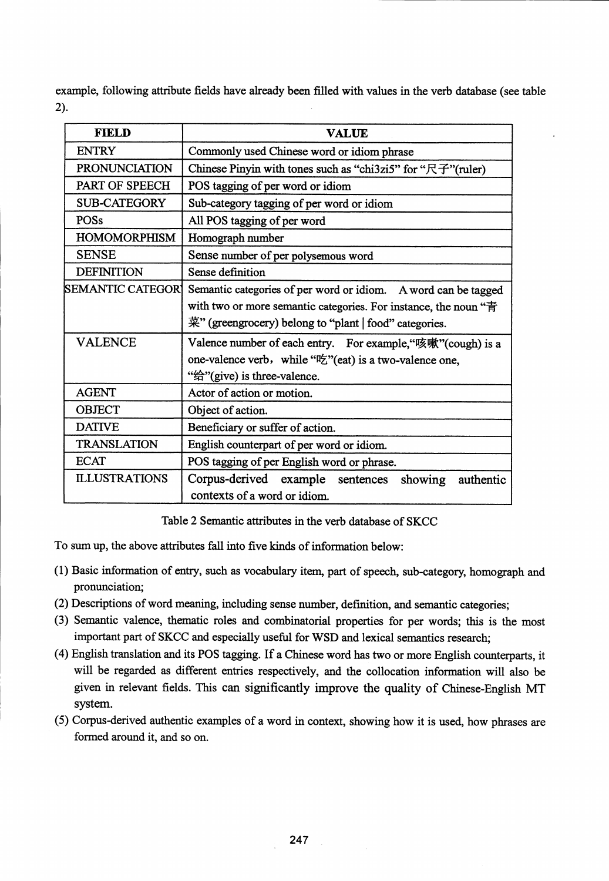example, following attribute fields have already been filled with values in the verb database (see table 2).

| FIELD | VALUE |
|---|---|
| ENTRY | Commonly used Chinese word or idiom phrase |
| PRONUNCIATION | Chinese Pinyin with tones such as "chi3zi5" for "尺子"(ruler) |
| PART OF SPEECH | POS tagging of per word or idiom |
| SUB-CATEGORY | Sub-category tagging of per word or idiom |
| POSs | All POS tagging of per word |
| HOMOMORPHISM | Homograph number |
| SENSE | Sense number of per polysemous word |
| DEFINITION | Sense definition |
| SEMANTIC CATEGORY | Semantic categories of per word or idiom. A word can be tagged with two or more semantic categories. For instance, the noun "青菜" (greengrocery) belong to "plant \| food" categories. |
| VALENCE | Valence number of each entry. For example,"咳嗽"(cough) is a one-valence verb, while "吃"(eat) is a two-valence one, "给"(give) is three-valence. |
| AGENT | Actor of action or motion. |
| OBJECT | Object of action. |
| DATIVE | Beneficiary or suffer of action. |
| TRANSLATION | English counterpart of per word or idiom. |
| ECAT | POS tagging of per English word or phrase. |
| ILLUSTRATIONS | Corpus-derived example sentences showing authentic contexts of a word or idiom. |

Table 2 Semantic attributes in the verb database of SKCC

To sum up, the above attributes fall into five kinds of information below:

(1) Basic information of entry, such as vocabulary item, part of speech, sub-category, homograph and pronunciation;

(2) Descriptions of word meaning, including sense number, definition, and semantic categories;

(3) Semantic valence, thematic roles and combinatorial properties for per words; this is the most important part of SKCC and especially useful for WSD and lexical semantics research;

(4) English translation and its POS tagging. If a Chinese word has two or more English counterparts, it will be regarded as different entries respectively, and the collocation information will also be given in relevant fields. This can significantly improve the quality of Chinese-English MT system.

(5) Corpus-derived authentic examples of a word in context, showing how it is used, how phrases are formed around it, and so on.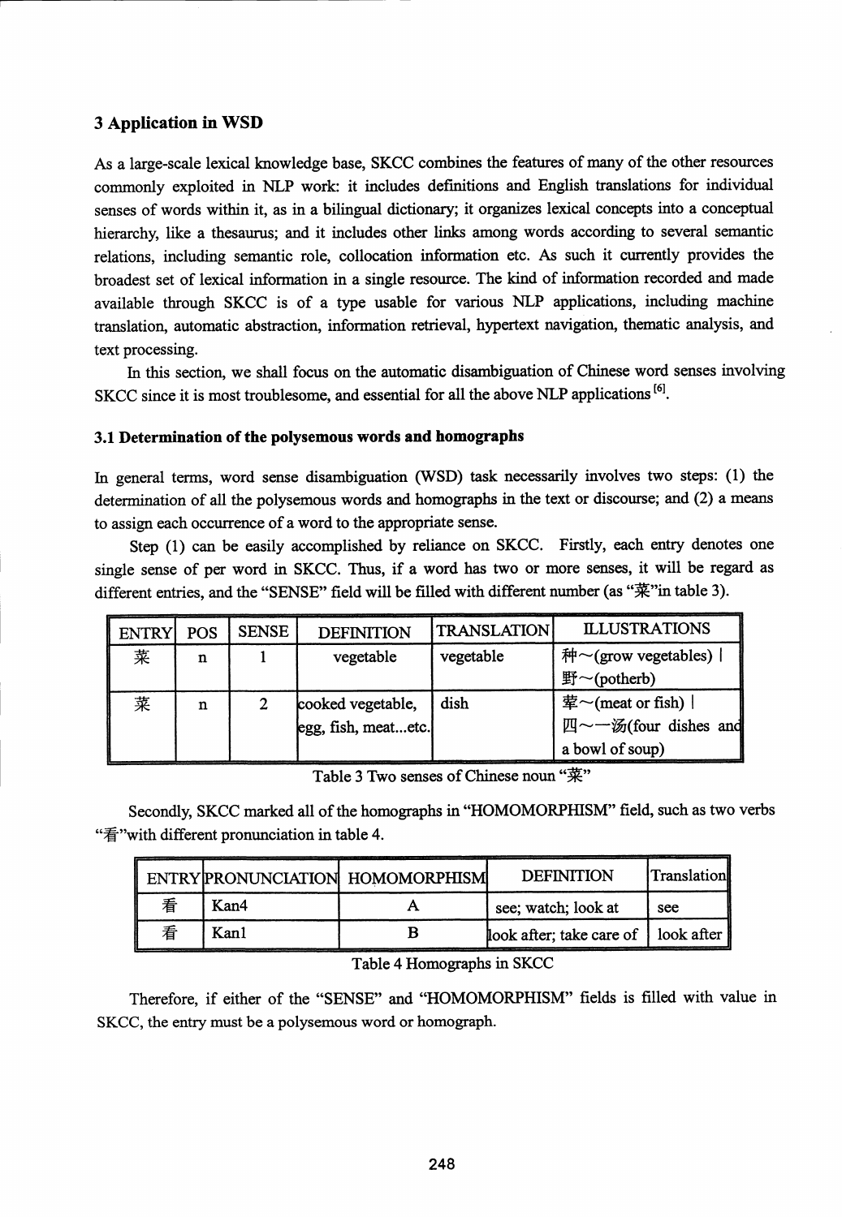## 3 Application in WSD

As a large-scale lexical knowledge base, SKCC combines the features of many of the other resources commonly exploited in NLP work: it includes definitions and English translations for individual senses of words within it, as in a bilingual dictionary; it organizes lexical concepts into a conceptual hierarchy, like a thesaurus; and it includes other links among words according to several semantic relations, including semantic role, collocation information etc. As such it currently provides the broadest set of lexical information in a single resource. The kind of information recorded and made available through SKCC is of a type usable for various NLP applications, including machine translation, automatic abstraction, information retrieval, hypertext navigation, thematic analysis, and text processing.

In this section, we shall focus on the automatic disambiguation of Chinese word senses involving SKCC since it is most troublesome, and essential for all the above NLP applications [6].

### 3.1 Determination of the polysemous words and homographs

In general terms, word sense disambiguation (WSD) task necessarily involves two steps: (1) the determination of all the polysemous words and homographs in the text or discourse; and (2) a means to assign each occurrence of a word to the appropriate sense.

Step (1) can be easily accomplished by reliance on SKCC. Firstly, each entry denotes one single sense of per word in SKCC. Thus, if a word has two or more senses, it will be regard as different entries, and the "SENSE" field will be filled with different number (as "菜"in table 3).

| ENTRY | POS | SENSE | DEFINITION | TRANSLATION | ILLUSTRATIONS |
|---|---|---|---|---|---|
| 菜 | n | 1 | vegetable | vegetable | 种～(grow vegetables) \| 野～(potherb) |
| 菜 | n | 2 | cooked vegetable, egg, fish, meat...etc. | dish | 荤～(meat or fish) \| 四～一汤(four dishes and a bowl of soup) |

Table 3 Two senses of Chinese noun "菜"

Secondly, SKCC marked all of the homographs in "HOMOMORPHISM" field, such as two verbs "看"with different pronunciation in table 4.

| ENTRY | PRONUNCIATION | HOMOMORPHISM | DEFINITION | Translation |
|---|---|---|---|---|
| 看 | Kan4 | A | see; watch; look at | see |
| 看 | Kan1 | B | look after; take care of | look after |

Table 4 Homographs in SKCC

Therefore, if either of the "SENSE" and "HOMOMORPHISM" fields is filled with value in SKCC, the entry must be a polysemous word or homograph.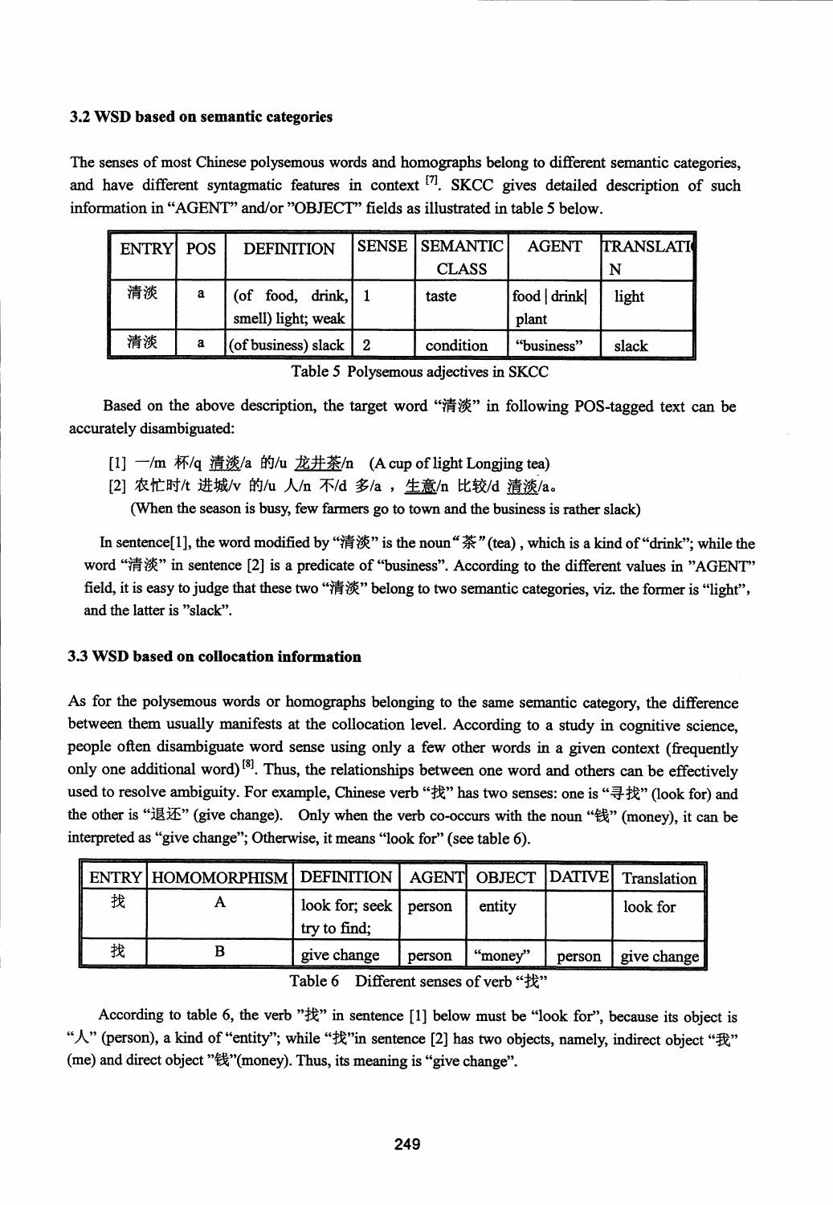### 3.2 WSD based on semantic categories

The senses of most Chinese polysemous words and homographs belong to different semantic categories, and have different syntagmatic features in context [7]. SKCC gives detailed description of such information in "AGENT" and/or "OBJECT" fields as illustrated in table 5 below.

| ENTRY | POS | DEFINITION | SENSE | SEMANTIC CLASS | AGENT | TRANSLATION |
|---|---|---|---|---|---|---|
| 清淡 | a | (of food, drink, smell) light; weak | 1 | taste | food \| drink\| plant | light |
| 清淡 | a | (of business) slack | 2 | condition | "business" | slack |

Table 5 Polysemous adjectives in SKCC

Based on the above description, the target word "清淡" in following POS-tagged text can be accurately disambiguated:

[1] 一/m 杯/q 清淡/a 的/u 龙井茶/n (A cup of light Longjing tea)

[2] 农忙时/t 进城/v 的/u 人/n 不/d 多/a ， 生意/n 比较/d 清淡/a。

(When the season is busy, few farmers go to town and the business is rather slack)

In sentence[1], the word modified by "清淡" is the noun"茶" (tea) , which is a kind of "drink"; while the word "清淡" in sentence [2] is a predicate of "business". According to the different values in "AGENT" field, it is easy to judge that these two "清淡" belong to two semantic categories, viz. the former is "light", and the latter is "slack".

### 3.3 WSD based on collocation information

As for the polysemous words or homographs belonging to the same semantic category, the difference between them usually manifests at the collocation level. According to a study in cognitive science, people often disambiguate word sense using only a few other words in a given context (frequently only one additional word) [8]. Thus, the relationships between one word and others can be effectively used to resolve ambiguity. For example, Chinese verb "找" has two senses: one is "寻找" (look for) and the other is "退还" (give change). Only when the verb co-occurs with the noun "钱" (money), it can be interpreted as "give change"; Otherwise, it means "look for" (see table 6).

| ENTRY | HOMOMORPHISM | DEFINITION | AGENT | OBJECT | DATIVE | Translation |
|---|---|---|---|---|---|---|
| 找 | A | look for; seek try to find; | person | entity | | look for |
| 找 | B | give change | person | "money" | person | give change |

Table 6 Different senses of verb "找"

According to table 6, the verb "找" in sentence [1] below must be "look for", because its object is "人" (person), a kind of "entity"; while "找"in sentence [2] has two objects, namely, indirect object "我" (me) and direct object "钱"(money). Thus, its meaning is "give change".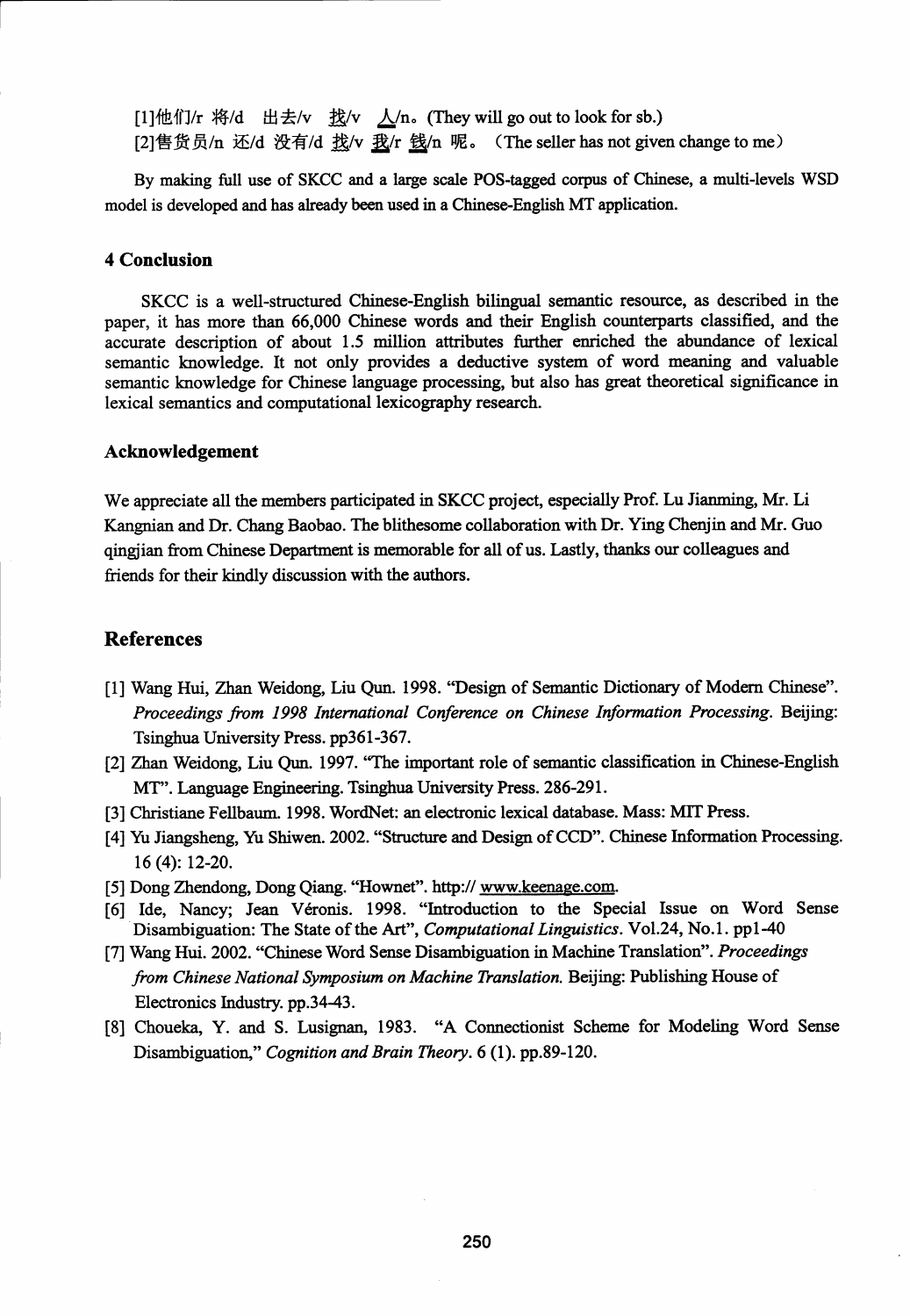[1]他们/r 将/d 出去/v 找/v 人/n。(They will go out to look for sb.)

[2]售货员/n 还/d 没有/d 找/v 我/r 钱/n 呢。（The seller has not given change to me）

By making full use of SKCC and a large scale POS-tagged corpus of Chinese, a multi-levels WSD model is developed and has already been used in a Chinese-English MT application.

## 4 Conclusion

SKCC is a well-structured Chinese-English bilingual semantic resource, as described in the paper, it has more than 66,000 Chinese words and their English counterparts classified, and the accurate description of about 1.5 million attributes further enriched the abundance of lexical semantic knowledge. It not only provides a deductive system of word meaning and valuable semantic knowledge for Chinese language processing, but also has great theoretical significance in lexical semantics and computational lexicography research.

## Acknowledgement

We appreciate all the members participated in SKCC project, especially Prof. Lu Jianming, Mr. Li Kangnian and Dr. Chang Baobao. The blithesome collaboration with Dr. Ying Chenjin and Mr. Guo qingjian from Chinese Department is memorable for all of us. Lastly, thanks our colleagues and friends for their kindly discussion with the authors.

## References

[1] Wang Hui, Zhan Weidong, Liu Qun. 1998. "Design of Semantic Dictionary of Modern Chinese". *Proceedings from 1998 International Conference on Chinese Information Processing*. Beijing: Tsinghua University Press. pp361-367.

[2] Zhan Weidong, Liu Qun. 1997. "The important role of semantic classification in Chinese-English MT". Language Engineering. Tsinghua University Press. 286-291.

[3] Christiane Fellbaum. 1998. WordNet: an electronic lexical database. Mass: MIT Press.

[4] Yu Jiangsheng, Yu Shiwen. 2002. "Structure and Design of CCD". Chinese Information Processing. 16 (4): 12-20.

[5] Dong Zhendong, Dong Qiang. "Hownet". http:// www.keenage.com.

[6] Ide, Nancy; Jean Véronis. 1998. "Introduction to the Special Issue on Word Sense Disambiguation: The State of the Art", *Computational Linguistics*. Vol.24, No.1. pp1-40

[7] Wang Hui. 2002. "Chinese Word Sense Disambiguation in Machine Translation". *Proceedings from Chinese National Symposium on Machine Translation*. Beijing: Publishing House of Electronics Industry. pp.34-43.

[8] Choueka, Y. and S. Lusignan, 1983. "A Connectionist Scheme for Modeling Word Sense Disambiguation," *Cognition and Brain Theory*. 6 (1). pp.89-120.